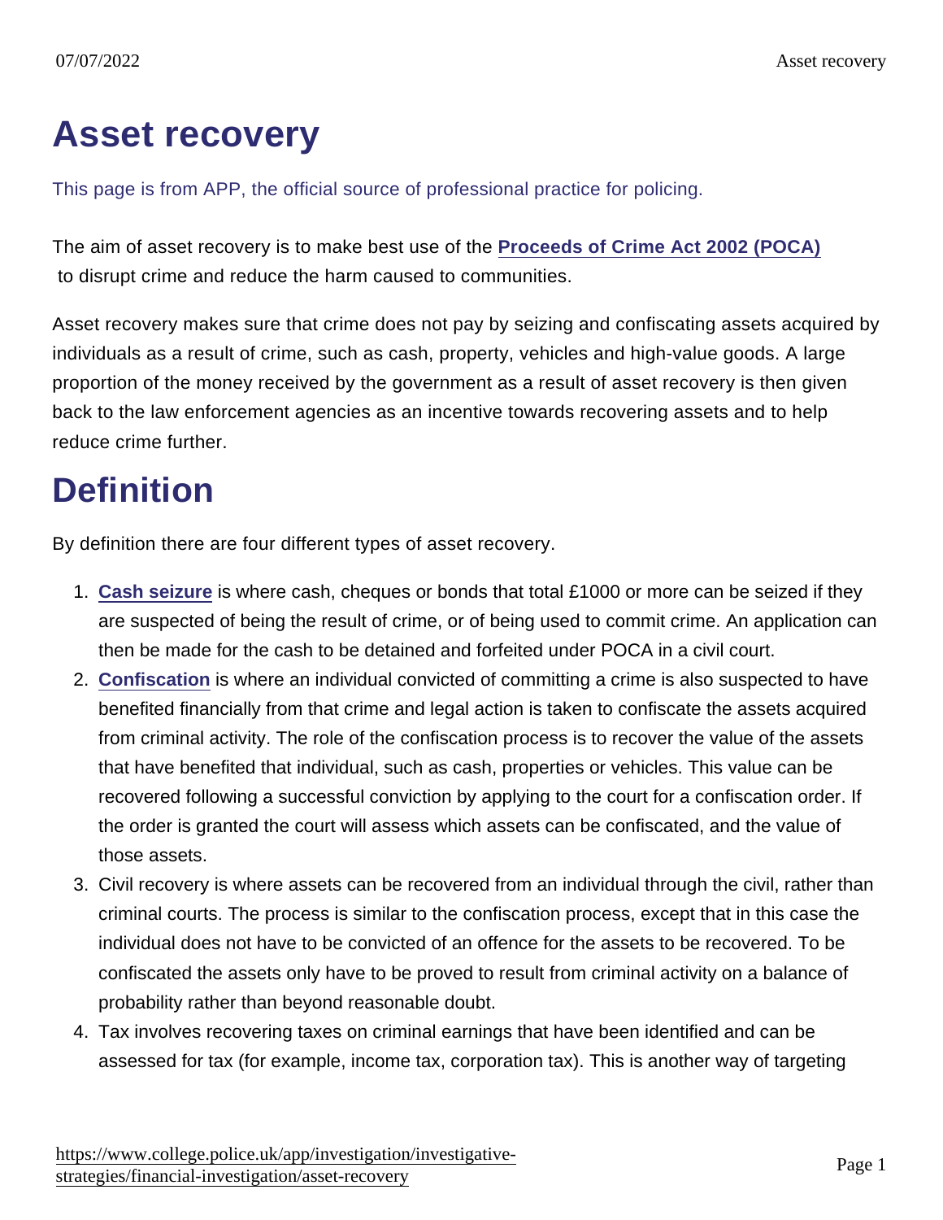# Asset recovery

This page is from APP, the official source of professional practice for policing.

The aim of asset recovery is to make best use of the **Proceeds of Crime Act 2002 (POCA)** to disrupt crime and reduce the harm caused to communities.

Asset recovery makes sure that crime does not pay by seizing and confiscating assets acquired by individuals as a result of crime, such as cash, property, vehicles and high-value goods. A large proportion of the money received by the government as a result of asset recovery is then given back to the law enforcement agencies as an incentive towards recovering assets and to help reduce crime further.

## Definition

By definition there are four different types of asset recovery.

1. **Cash seizure** is where cash, cheques or bonds that total £1000 or more can be seized if they are suspected of being the result of crime, or of being used to commit crime. An application can then be made for the cash to be detained and forfeited under POCA in a civil court.
2. **Confiscation** is where an individual convicted of committing a crime is also suspected to have benefited financially from that crime and legal action is taken to confiscate the assets acquired from criminal activity. The role of the confiscation process is to recover the value of the assets that have benefited that individual, such as cash, properties or vehicles. This value can be recovered following a successful conviction by applying to the court for a confiscation order. If the order is granted the court will assess which assets can be confiscated, and the value of those assets.
3. Civil recovery is where assets can be recovered from an individual through the civil, rather than criminal courts. The process is similar to the confiscation process, except that in this case the individual does not have to be convicted of an offence for the assets to be recovered. To be confiscated the assets only have to be proved to result from criminal activity on a balance of probability rather than beyond reasonable doubt.
4. Tax involves recovering taxes on criminal earnings that have been identified and can be assessed for tax (for example, income tax, corporation tax). This is another way of targeting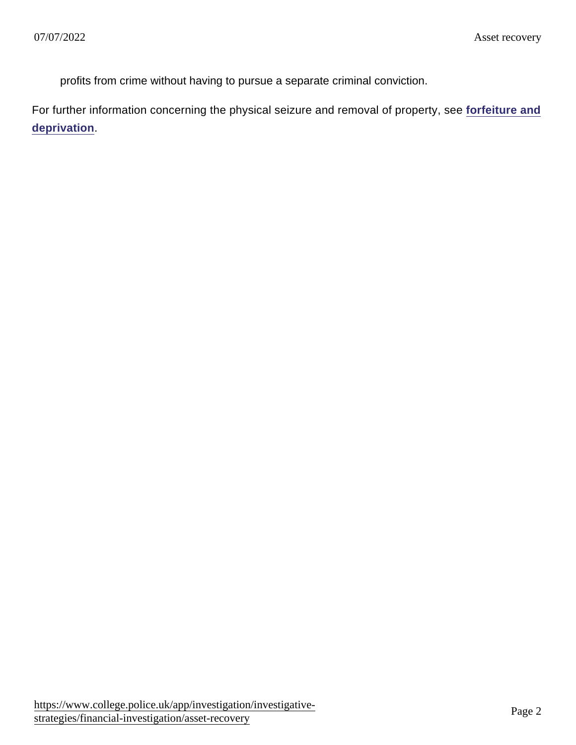profits from crime without having to pursue a separate criminal conviction.

For further information concerning the physical seizure and removal of property, see **forfeiture and deprivation**.